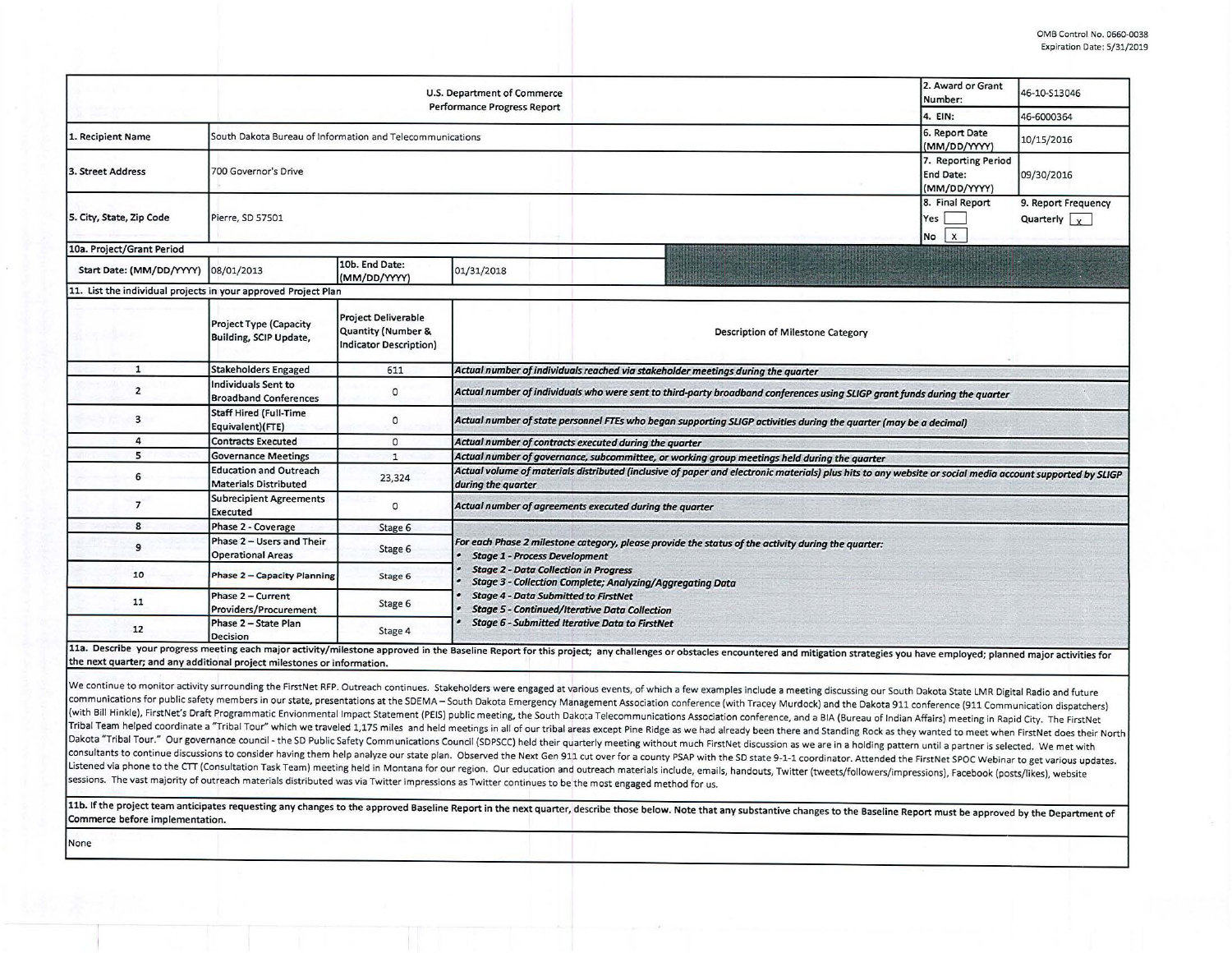OMB Control No. 0660-0038
Expiration Date: 5/31/2019

| U.S. Department of Commerce Performance Progress Report | | | | 2. Award or Grant Number: | 46-10-S13046 |
|---|---|---|---|---|---|
| | | | | 4. EIN: | 46-6000364 |
| 1. Recipient Name | South Dakota Bureau of Information and Telecommunications | | | 6. Report Date (MM/DD/YYYY) | 10/15/2016 |
| 3. Street Address | 700 Governor's Drive | | | 7. Reporting Period End Date: (MM/DD/YYYY) | 09/30/2016 |
| 5. City, State, Zip Code | Pierre, SD 57501 | | | 8. Final Report Yes [ ] No [x] | 9. Report Frequency Quarterly [x] |
| 10a. Project/Grant Period | | | | | |
| Start Date: (MM/DD/YYYY) | 08/01/2013 | 10b. End Date: (MM/DD/YYYY) | 01/31/2018 | | |

**11. List the individual projects in your approved Project Plan**

| | Project Type (Capacity Building, SCIP Update, | Project Deliverable Quantity (Number & Indicator Description) | Description of Milestone Category |
|---|---|---|---|
| 1 | Stakeholders Engaged | 611 | *Actual number of individuals reached via stakeholder meetings during the quarter* |
| 2 | Individuals Sent to Broadband Conferences | 0 | *Actual number of individuals who were sent to third-party broadband conferences using SLIGP grant funds during the quarter* |
| 3 | Staff Hired (Full-Time Equivalent)(FTE) | 0 | *Actual number of state personnel FTEs who began supporting SLIGP activities during the quarter (may be a decimal)* |
| 4 | Contracts Executed | 0 | *Actual number of contracts executed during the quarter* |
| 5 | Governance Meetings | 1 | *Actual number of governance, subcommittee, or working group meetings held during the quarter* |
| 6 | Education and Outreach Materials Distributed | 23,324 | *Actual volume of materials distributed (inclusive of paper and electronic materials) plus hits to any website or social media account supported by SLIGP during the quarter* |
| 7 | Subrecipient Agreements Executed | 0 | *Actual number of agreements executed during the quarter* |
| 8 | Phase 2 - Coverage | Stage 6 | *For each Phase 2 milestone category, please provide the status of the activity during the quarter:* <br>• *Stage 1 - Process Development* <br>• *Stage 2 - Data Collection in Progress* <br>• *Stage 3 - Collection Complete; Analyzing/Aggregating Data* <br>• *Stage 4 - Data Submitted to FirstNet* <br>• *Stage 5 - Continued/Iterative Data Collection* <br>• *Stage 6 - Submitted Iterative Data to FirstNet* |
| 9 | Phase 2 – Users and Their Operational Areas | Stage 6 | |
| 10 | Phase 2 – Capacity Planning | Stage 6 | |
| 11 | Phase 2 – Current Providers/Procurement | Stage 6 | |
| 12 | Phase 2 – State Plan Decision | Stage 4 | |

**11a. Describe your progress meeting each major activity/milestone approved in the Baseline Report for this project; any challenges or obstacles encountered and mitigation strategies you have employed; planned major activities for the next quarter; and any additional project milestones or information.**

We continue to monitor activity surrounding the FirstNet RFP. Outreach continues. Stakeholders were engaged at various events, of which a few examples include a meeting discussing our South Dakota State LMR Digital Radio and future communications for public safety members in our state, presentations at the SDEMA – South Dakota Emergency Management Association conference (with Tracey Murdock) and the Dakota 911 conference (911 Communication dispatchers) (with Bill Hinkle), FirstNet's Draft Programmatic Envionmental Impact Statement (PEIS) public meeting, the South Dakota Telecommunications Association conference, and a BIA (Bureau of Indian Affairs) meeting in Rapid City. The FirstNet Tribal Team helped coordinate a "Tribal Tour" which we traveled 1,175 miles and held meetings in all of our tribal areas except Pine Ridge as we had already been there and Standing Rock as they wanted to meet when FirstNet does their North Dakota "Tribal Tour." Our governance council - the SD Public Safety Communications Council (SDPSCC) held their quarterly meeting without much FirstNet discussion as we are in a holding pattern until a partner is selected. We met with consultants to continue discussions to consider having them help analyze our state plan. Observed the Next Gen 911 cut over for a county PSAP with the SD state 9-1-1 coordinator. Attended the FirstNet SPOC Webinar to get various updates. Listened via phone to the CTT (Consultation Task Team) meeting held in Montana for our region. Our education and outreach materials include, emails, handouts, Twitter (tweets/followers/impressions), Facebook (posts/likes), website sessions. The vast majority of outreach materials distributed was via Twitter impressions as Twitter continues to be the most engaged method for us.

**11b. If the project team anticipates requesting any changes to the approved Baseline Report in the next quarter, describe those below. Note that any substantive changes to the Baseline Report must be approved by the Department of Commerce before implementation.**

None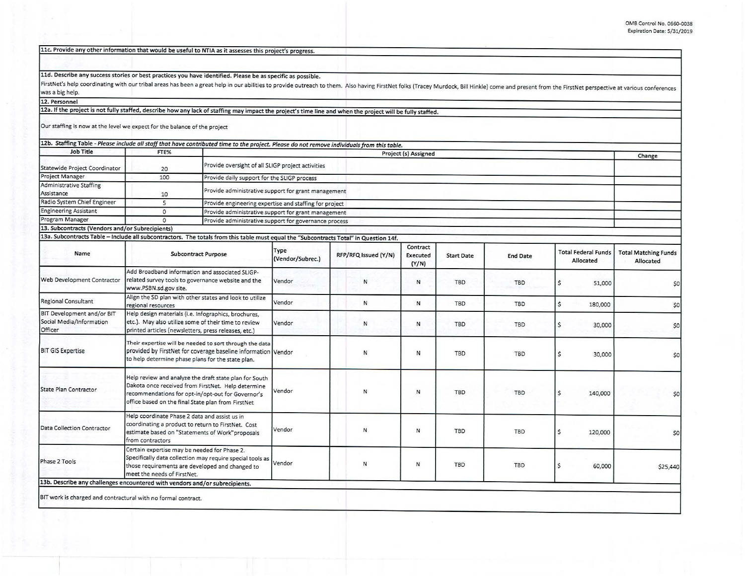OMB Control No. 0660-0038
Expiration Date: 5/31/2019

**11c. Provide any other information that would be useful to NTIA as it assesses this project's progress.**

**11d. Describe any success stories or best practices you have identified. Please be as specific as possible.**

FirstNet's help coordinating with our tribal areas has been a great help in our abilities to provide outreach to them. Also having FirstNet folks (Tracey Murdock, Bill Hinkle) come and present from the FirstNet perspective at various conferences was a big help.

**12. Personnel**

**12a. If the project is not fully staffed, describe how any lack of staffing may impact the project's time line and when the project will be fully staffed.**

Our staffing is now at the level we expect for the balance of the project

**12b. Staffing Table** - *Please include all staff that have contributed time to the project. Please do not remove individuals from this table.*

| Job Title | FTE% | Project (s) Assigned | Change |
|---|---|---|---|
| Statewide Project Coordinator | 20 | Provide oversight of all SLIGP project activities | |
| Project Manager | 100 | Provide daily support for the SLIGP process | |
| Administrative Staffing Assistance | 10 | Provide administrative support for grant management | |
| Radio System Chief Engineer | 5 | Provide engineering expertise and staffing for project | |
| Engineering Assistant | 0 | Provide administrative support for grant management | |
| Program Manager | 0 | Provide administrative support for governance process | |

**13. Subcontracts (Vendors and/or Subrecipients)**

**13a. Subcontracts Table – Include all subcontractors. The totals from this table must equal the "Subcontracts Total" in Question 14f.**

| Name | Subcontract Purpose | Type (Vendor/Subrec.) | RFP/RFQ Issued (Y/N) | Contract Executed (Y/N) | Start Date | End Date | Total Federal Funds Allocated | Total Matching Funds Allocated |
|---|---|---|---|---|---|---|---|---|
| Web Development Contractor | Add Broadband information and associated SLIGP-related survey tools to governance website and the www.PSBN.sd.gov site. | Vendor | N | N | TBD | TBD | $ 51,000 | $0 |
| Regional Consultant | Align the SD plan with other states and look to utilize regional resources | Vendor | N | N | TBD | TBD | $ 180,000 | $0 |
| BIT Development and/or BIT Social Media/Information Officer | Help design materials (i.e. Infographics, brochures, etc.). May also utilize some of their time to review printed articles (newsletters, press releases, etc.) | Vendor | N | N | TBD | TBD | $ 30,000 | $0 |
| BIT GIS Expertise | Their expertise will be needed to sort through the data provided by FirstNet for coverage baseline information to help determine phase plans for the state plan. | Vendor | N | N | TBD | TBD | $ 30,000 | $0 |
| State Plan Contractor | Help review and analyze the draft state plan for South Dakota once received from FirstNet. Help determine recommendations for opt-in/opt-out for Governor's office based on the final State plan from FirstNet | Vendor | N | N | TBD | TBD | $ 140,000 | $0 |
| Data Collection Contractor | Help coordinate Phase 2 data and assist us in coordinating a product to return to FirstNet. Cost estimate based on "Statements of Work" proposals from contractors | Vendor | N | N | TBD | TBD | $ 120,000 | $0 |
| Phase 2 Tools | Certain expertise may be needed for Phase 2. Specifically data collection may require special tools as those requirements are developed and changed to meet the needs of FirstNet. | Vendor | N | N | TBD | TBD | $ 60,000 | $25,440 |

**13b. Describe any challenges encountered with vendors and/or subrecipients.**

BIT work is charged and contractural with no formal contract.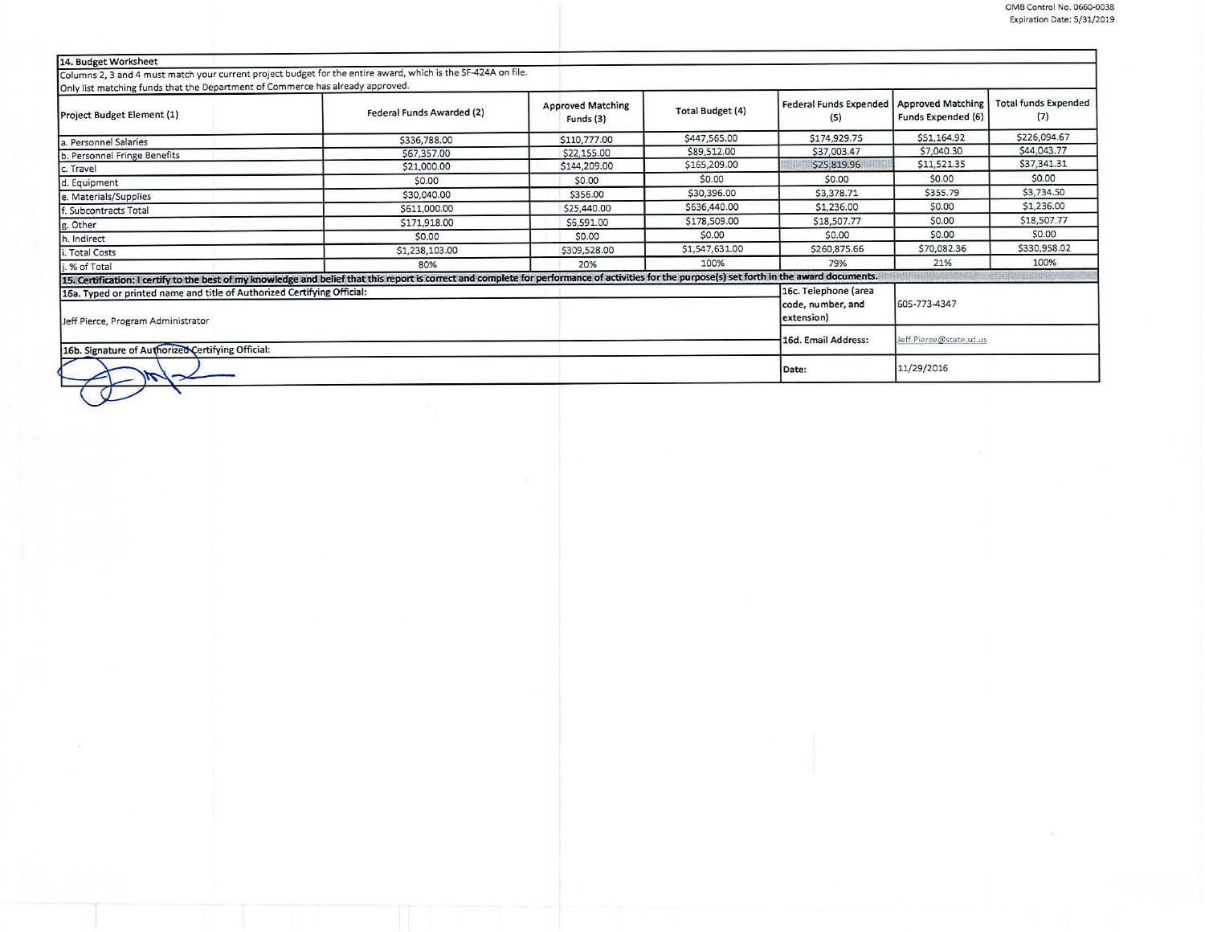OMB Control No. 0660-0038
Expiration Date: 5/31/2019

## 14. Budget Worksheet

Columns 2, 3 and 4 must match your current project budget for the entire award, which is the SF-424A on file.
Only list matching funds that the Department of Commerce has already approved.

| Project Budget Element (1) | Federal Funds Awarded (2) | Approved Matching Funds (3) | Total Budget (4) | Federal Funds Expended (5) | Approved Matching Funds Expended (6) | Total funds Expended (7) |
|---|---|---|---|---|---|---|
| a. Personnel Salaries | $336,788.00 | $110,777.00 | $447,565.00 | $174,929.75 | $51,164.92 | $226,094.67 |
| b. Personnel Fringe Benefits | $67,357.00 | $22,155.00 | $89,512.00 | $37,003.47 | $7,040.30 | $44,043.77 |
| c. Travel | $21,000.00 | $144,209.00 | $165,209.00 | $25,819.96 | $11,521.35 | $37,341.31 |
| d. Equipment | $0.00 | $0.00 | $0.00 | $0.00 | $0.00 | $0.00 |
| e. Materials/Supplies | $30,040.00 | $356.00 | $30,396.00 | $3,378.71 | $355.79 | $3,734.50 |
| f. Subcontracts Total | $611,000.00 | $25,440.00 | $636,440.00 | $1,236.00 | $0.00 | $1,236.00 |
| g. Other | $171,918.00 | $6,591.00 | $178,509.00 | $18,507.77 | $0.00 | $18,507.77 |
| h. Indirect | $0.00 | $0.00 | $0.00 | $0.00 | $0.00 | $0.00 |
| i. Total Costs | $1,238,103.00 | $309,528.00 | $1,547,631.00 | $260,875.66 | $70,082.36 | $330,958.02 |
| j. % of Total | 80% | 20% | 100% | 79% | 21% | 100% |

**15. Certification: I certify to the best of my knowledge and belief that this report is correct and complete for performance of activities for the purpose(s) set forth in the award documents.**

| | | | |
|---|---|---|---|
| **16a. Typed or printed name and title of Authorized Certifying Official:** Jeff Pierce, Program Administrator | | 16c. Telephone (area code, number, and extension) | 605-773-4347 |
| **16b. Signature of Authorized Certifying Official:** | | 16d. Email Address: | Jeff.Pierce@state.sd.us |
| | | Date: | 11/29/2016 |